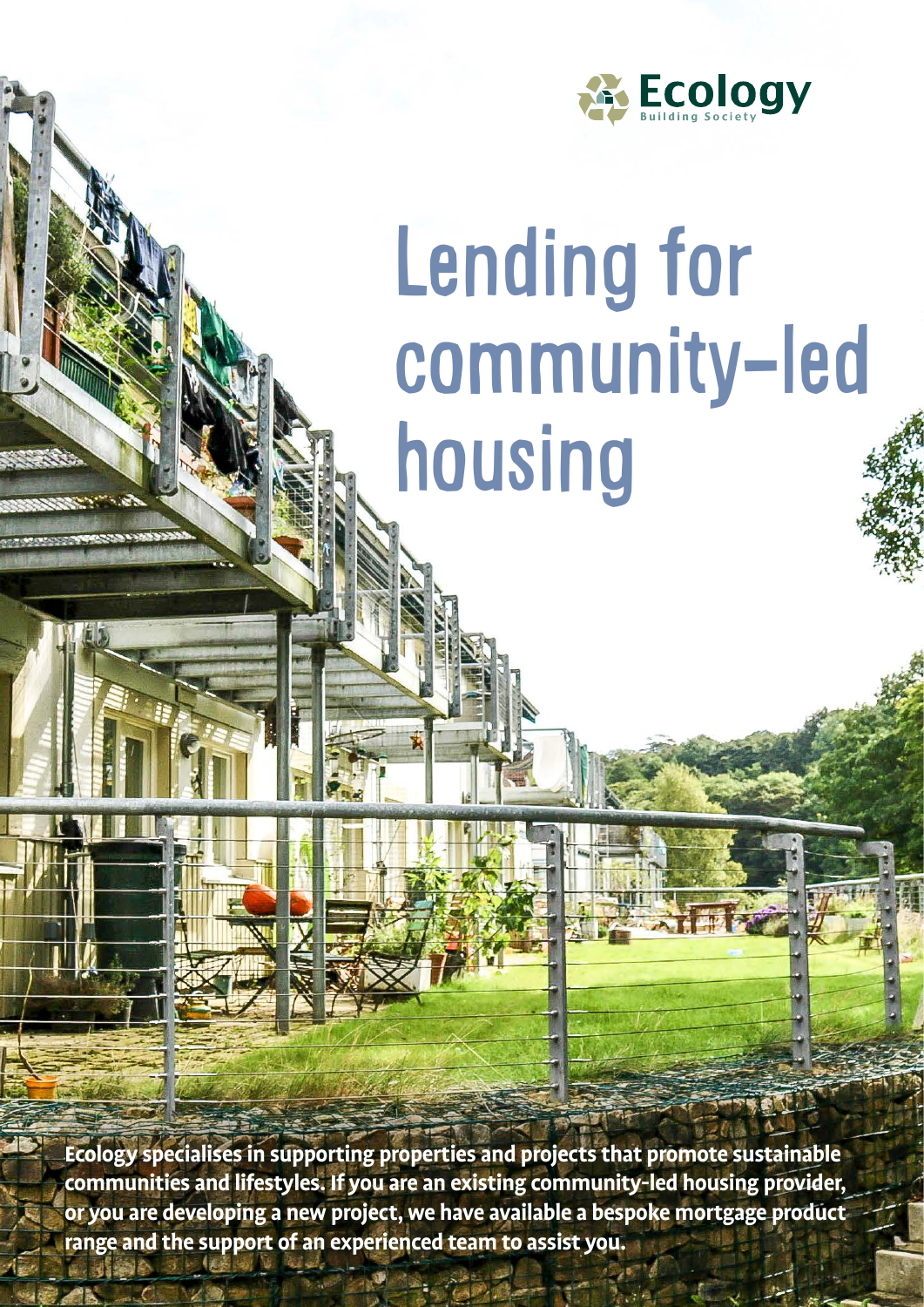Ecology Building Society

# Lending for community-led housing

**Ecology specialises in supporting properties and projects that promote sustainable communities and lifestyles. If you are an existing community-led housing provider, or you are developing a new project, we have available a bespoke mortgage product range and the support of an experienced team to assist you.**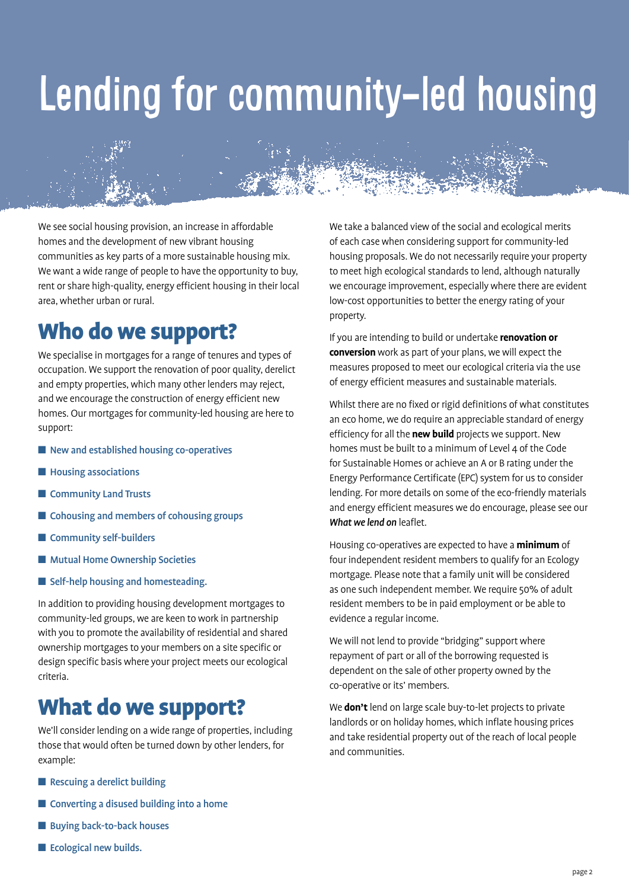# Lending for community-led housing

We see social housing provision, an increase in affordable homes and the development of new vibrant housing communities as key parts of a more sustainable housing mix. We want a wide range of people to have the opportunity to buy, rent or share high-quality, energy efficient housing in their local area, whether urban or rural.

## Who do we support?

We specialise in mortgages for a range of tenures and types of occupation. We support the renovation of poor quality, derelict and empty properties, which many other lenders may reject, and we encourage the construction of energy efficient new homes. Our mortgages for community-led housing are here to support:

- New and established housing co-operatives
- Housing associations
- Community Land Trusts
- Cohousing and members of cohousing groups
- Community self-builders
- Mutual Home Ownership Societies
- Self-help housing and homesteading.

In addition to providing housing development mortgages to community-led groups, we are keen to work in partnership with you to promote the availability of residential and shared ownership mortgages to your members on a site specific or design specific basis where your project meets our ecological criteria.

## What do we support?

We'll consider lending on a wide range of properties, including those that would often be turned down by other lenders, for example:

- Rescuing a derelict building
- Converting a disused building into a home
- Buying back-to-back houses
- Ecological new builds.

We take a balanced view of the social and ecological merits of each case when considering support for community-led housing proposals. We do not necessarily require your property to meet high ecological standards to lend, although naturally we encourage improvement, especially where there are evident low-cost opportunities to better the energy rating of your property.

If you are intending to build or undertake **renovation or conversion** work as part of your plans, we will expect the measures proposed to meet our ecological criteria via the use of energy efficient measures and sustainable materials.

Whilst there are no fixed or rigid definitions of what constitutes an eco home, we do require an appreciable standard of energy efficiency for all the **new build** projects we support. New homes must be built to a minimum of Level 4 of the Code for Sustainable Homes or achieve an A or B rating under the Energy Performance Certificate (EPC) system for us to consider lending. For more details on some of the eco-friendly materials and energy efficient measures we do encourage, please see our ***What we lend on*** leaflet.

Housing co-operatives are expected to have a **minimum** of four independent resident members to qualify for an Ecology mortgage. Please note that a family unit will be considered as one such independent member. We require 50% of adult resident members to be in paid employment or be able to evidence a regular income.

We will not lend to provide "bridging" support where repayment of part or all of the borrowing requested is dependent on the sale of other property owned by the co-operative or its' members.

We **don't** lend on large scale buy-to-let projects to private landlords or on holiday homes, which inflate housing prices and take residential property out of the reach of local people and communities.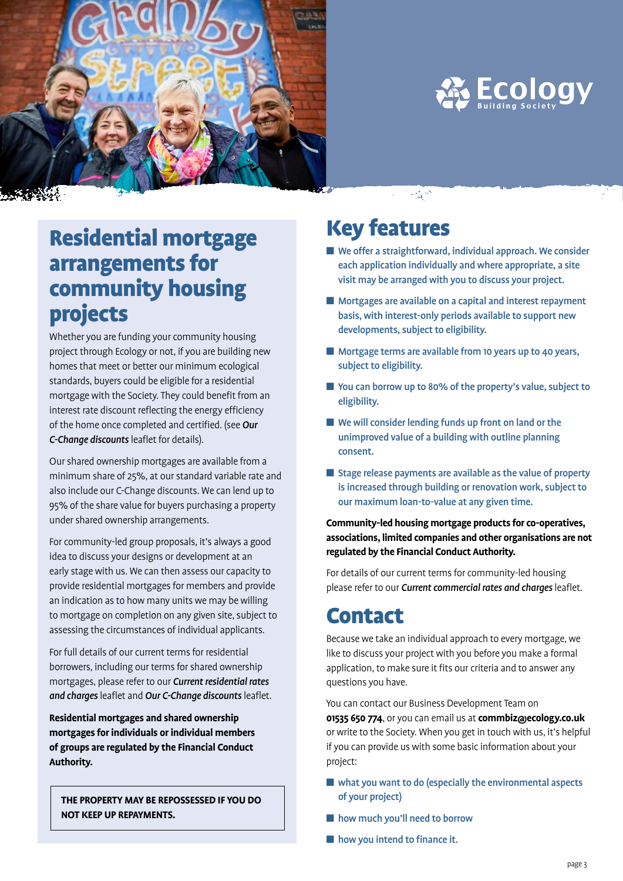## Residential mortgage arrangements for community housing projects

Whether you are funding your community housing project through Ecology or not, if you are building new homes that meet or better our minimum ecological standards, buyers could be eligible for a residential mortgage with the Society. They could benefit from an interest rate discount reflecting the energy efficiency of the home once completed and certified. (see ***Our C-Change discounts*** leaflet for details).

Our shared ownership mortgages are available from a minimum share of 25%, at our standard variable rate and also include our C-Change discounts. We can lend up to 95% of the share value for buyers purchasing a property under shared ownership arrangements.

For community-led group proposals, it's always a good idea to discuss your designs or development at an early stage with us. We can then assess our capacity to provide residential mortgages for members and provide an indication as to how many units we may be willing to mortgage on completion on any given site, subject to assessing the circumstances of individual applicants.

For full details of our current terms for residential borrowers, including our terms for shared ownership mortgages, please refer to our ***Current residential rates and charges*** leaflet and ***Our C-Change discounts*** leaflet.

**Residential mortgages and shared ownership mortgages for individuals or individual members of groups are regulated by the Financial Conduct Authority.**

**THE PROPERTY MAY BE REPOSSESSED IF YOU DO NOT KEEP UP REPAYMENTS.**

## Key features

- We offer a straightforward, individual approach. We consider each application individually and where appropriate, a site visit may be arranged with you to discuss your project.
- Mortgages are available on a capital and interest repayment basis, with interest-only periods available to support new developments, subject to eligibility.
- Mortgage terms are available from 10 years up to 40 years, subject to eligibility.
- You can borrow up to 80% of the property's value, subject to eligibility.
- We will consider lending funds up front on land or the unimproved value of a building with outline planning consent.
- Stage release payments are available as the value of property is increased through building or renovation work, subject to our maximum loan-to-value at any given time.

**Community-led housing mortgage products for co-operatives, associations, limited companies and other organisations are not regulated by the Financial Conduct Authority.**

For details of our current terms for community-led housing please refer to our ***Current commercial rates and charges*** leaflet.

## Contact

Because we take an individual approach to every mortgage, we like to discuss your project with you before you make a formal application, to make sure it fits our criteria and to answer any questions you have.

You can contact our Business Development Team on **01535 650 774**, or you can email us at **commbiz@ecology.co.uk** or write to the Society. When you get in touch with us, it's helpful if you can provide us with some basic information about your project:

- what you want to do (especially the environmental aspects of your project)
- how much you'll need to borrow
- how you intend to finance it.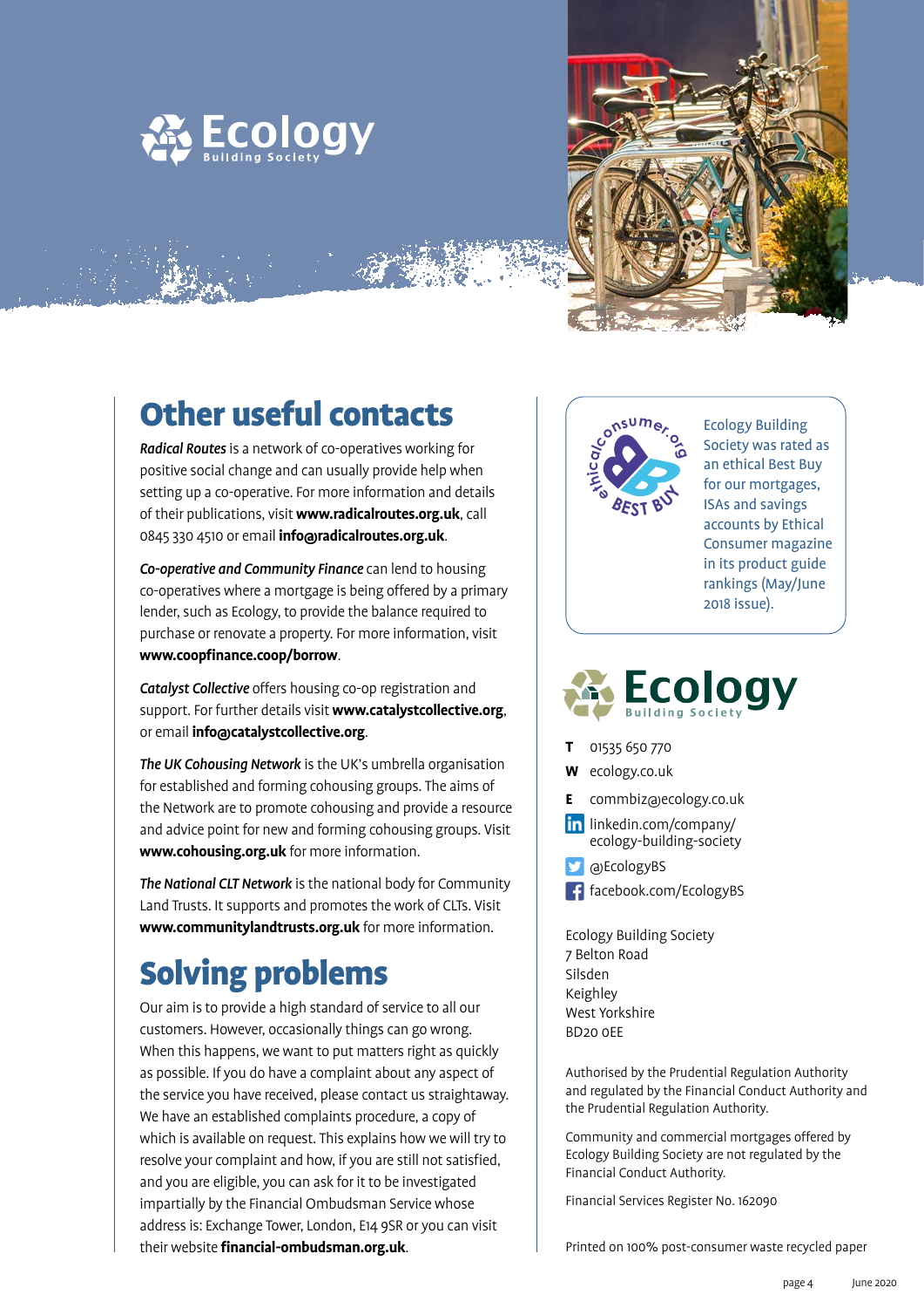Ecology Building Society

## Other useful contacts

*Radical Routes* is a network of co-operatives working for positive social change and can usually provide help when setting up a co-operative. For more information and details of their publications, visit **www.radicalroutes.org.uk**, call 0845 330 4510 or email **info@radicalroutes.org.uk**.

*Co-operative and Community Finance* can lend to housing co-operatives where a mortgage is being offered by a primary lender, such as Ecology, to provide the balance required to purchase or renovate a property. For more information, visit **www.coopfinance.coop/borrow**.

*Catalyst Collective* offers housing co-op registration and support. For further details visit **www.catalystcollective.org**, or email **info@catalystcollective.org**.

*The UK Cohousing Network* is the UK's umbrella organisation for established and forming cohousing groups. The aims of the Network are to promote cohousing and provide a resource and advice point for new and forming cohousing groups. Visit **www.cohousing.org.uk** for more information.

*The National CLT Network* is the national body for Community Land Trusts. It supports and promotes the work of CLTs. Visit **www.communitylandtrusts.org.uk** for more information.

## Solving problems

Our aim is to provide a high standard of service to all our customers. However, occasionally things can go wrong. When this happens, we want to put matters right as quickly as possible. If you do have a complaint about any aspect of the service you have received, please contact us straightaway. We have an established complaints procedure, a copy of which is available on request. This explains how we will try to resolve your complaint and how, if you are still not satisfied, and you are eligible, you can ask for it to be investigated impartially by the Financial Ombudsman Service whose address is: Exchange Tower, London, E14 9SR or you can visit their website **financial-ombudsman.org.uk**.

ethicalconsumer.org BEST BUY

Ecology Building Society was rated as an ethical Best Buy for our mortgages, ISAs and savings accounts by Ethical Consumer magazine in its product guide rankings (May/June 2018 issue).

Ecology Building Society

**T** 01535 650 770
**W** ecology.co.uk
**E** commbiz@ecology.co.uk
linkedin.com/company/ecology-building-society
@EcologyBS
facebook.com/EcologyBS

Ecology Building Society
7 Belton Road
Silsden
Keighley
West Yorkshire
BD20 0EE

Authorised by the Prudential Regulation Authority and regulated by the Financial Conduct Authority and the Prudential Regulation Authority.

Community and commercial mortgages offered by Ecology Building Society are not regulated by the Financial Conduct Authority.

Financial Services Register No. 162090

Printed on 100% post-consumer waste recycled paper

June 2020